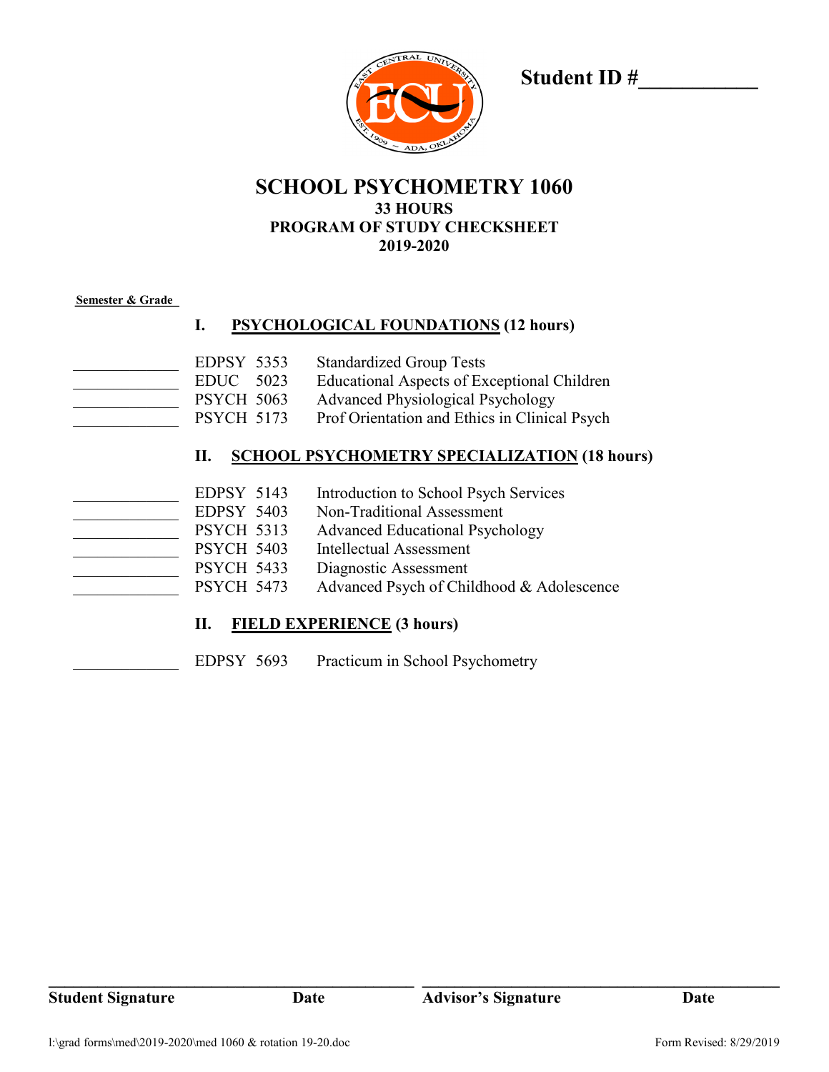**Student ID #___________**

# SCHOOL PSYCHOMETRY 1060

**33 HOURS**
**PROGRAM OF STUDY CHECKSHEET**
**2019-2020**

**Semester & Grade**

## I. PSYCHOLOGICAL FOUNDATIONS (12 hours)

| Semester & Grade | Course | Title |
|---|---|---|
| ____________ | EDPSY 5353 | Standardized Group Tests |
| ____________ | EDUC 5023 | Educational Aspects of Exceptional Children |
| ____________ | PSYCH 5063 | Advanced Physiological Psychology |
| ____________ | PSYCH 5173 | Prof Orientation and Ethics in Clinical Psych |

## II. SCHOOL PSYCHOMETRY SPECIALIZATION (18 hours)

| Semester & Grade | Course | Title |
|---|---|---|
| ____________ | EDPSY 5143 | Introduction to School Psych Services |
| ____________ | EDPSY 5403 | Non-Traditional Assessment |
| ____________ | PSYCH 5313 | Advanced Educational Psychology |
| ____________ | PSYCH 5403 | Intellectual Assessment |
| ____________ | PSYCH 5433 | Diagnostic Assessment |
| ____________ | PSYCH 5473 | Advanced Psych of Childhood & Adolescence |

## II. FIELD EXPERIENCE (3 hours)

| Semester & Grade | Course | Title |
|---|---|---|
| ____________ | EDPSY 5693 | Practicum in School Psychometry |

______________________________________ ______________________________________

**Student Signature** **Date** **Advisor's Signature** **Date**

l:\grad forms\med\2019-2020\med 1060 & rotation 19-20.doc Form Revised: 8/29/2019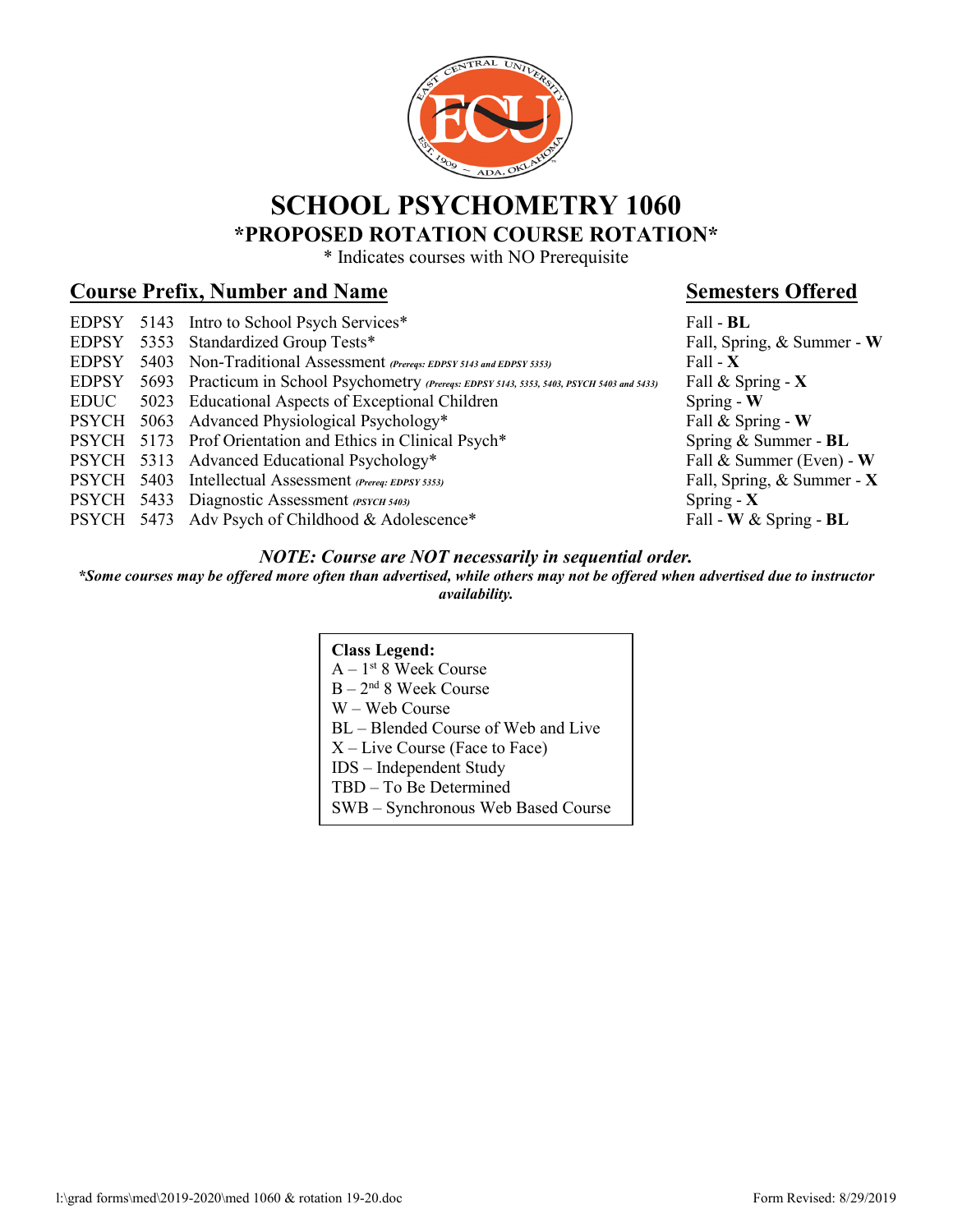# SCHOOL PSYCHOMETRY 1060

## *PROPOSED ROTATION COURSE ROTATION*

* Indicates courses with NO Prerequisite

| Course Prefix, Number and Name | | | Semesters Offered |
|---|---|---|---|
| EDPSY | 5143 | Intro to School Psych Services* | Fall - **BL** |
| EDPSY | 5353 | Standardized Group Tests* | Fall, Spring, & Summer - **W** |
| EDPSY | 5403 | Non-Traditional Assessment ***(Prereqs: EDPSY 5143 and EDPSY 5353)*** | Fall - **X** |
| EDPSY | 5693 | Practicum in School Psychometry ***(Prereqs: EDPSY 5143, 5353, 5403, PSYCH 5403 and 5433)*** | Fall & Spring - **X** |
| EDUC | 5023 | Educational Aspects of Exceptional Children | Spring - **W** |
| PSYCH | 5063 | Advanced Physiological Psychology* | Fall & Spring - **W** |
| PSYCH | 5173 | Prof Orientation and Ethics in Clinical Psych* | Spring & Summer - **BL** |
| PSYCH | 5313 | Advanced Educational Psychology* | Fall & Summer (Even) - **W** |
| PSYCH | 5403 | Intellectual Assessment ***(Prereq: EDPSY 5353)*** | Fall, Spring, & Summer - **X** |
| PSYCH | 5433 | Diagnostic Assessment ***(PSYCH 5403)*** | Spring - **X** |
| PSYCH | 5473 | Adv Psych of Childhood & Adolescence* | Fall - **W** & Spring - **BL** |

***NOTE: Course are NOT necessarily in sequential order.***

***\*Some courses may be offered more often than advertised, while others may not be offered when advertised due to instructor availability.***

**Class Legend:**
- A – 1st 8 Week Course
- B – 2nd 8 Week Course
- W – Web Course
- BL – Blended Course of Web and Live
- X – Live Course (Face to Face)
- IDS – Independent Study
- TBD – To Be Determined
- SWB – Synchronous Web Based Course

l:\grad forms\med\2019-2020\med 1060 & rotation 19-20.doc

Form Revised: 8/29/2019